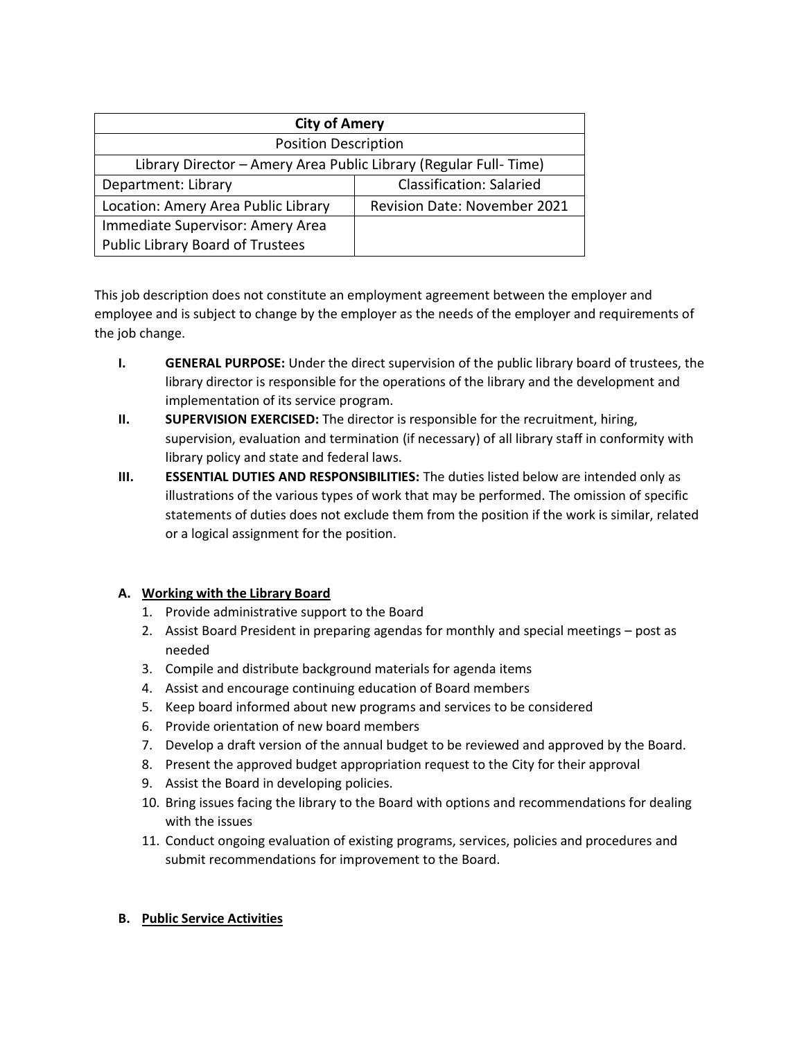| City of Amery | |
|---|---|
| Position Description | |
| Library Director – Amery Area Public Library (Regular Full- Time) | |
| Department: Library | Classification: Salaried |
| Location: Amery Area Public Library | Revision Date: November 2021 |
| Immediate Supervisor: Amery Area Public Library Board of Trustees | |

This job description does not constitute an employment agreement between the employer and employee and is subject to change by the employer as the needs of the employer and requirements of the job change.

I. **GENERAL PURPOSE:** Under the direct supervision of the public library board of trustees, the library director is responsible for the operations of the library and the development and implementation of its service program.

II. **SUPERVISION EXERCISED:** The director is responsible for the recruitment, hiring, supervision, evaluation and termination (if necessary) of all library staff in conformity with library policy and state and federal laws.

III. **ESSENTIAL DUTIES AND RESPONSIBILITIES:** The duties listed below are intended only as illustrations of the various types of work that may be performed. The omission of specific statements of duties does not exclude them from the position if the work is similar, related or a logical assignment for the position.

**A. Working with the Library Board**

1. Provide administrative support to the Board
2. Assist Board President in preparing agendas for monthly and special meetings – post as needed
3. Compile and distribute background materials for agenda items
4. Assist and encourage continuing education of Board members
5. Keep board informed about new programs and services to be considered
6. Provide orientation of new board members
7. Develop a draft version of the annual budget to be reviewed and approved by the Board.
8. Present the approved budget appropriation request to the City for their approval
9. Assist the Board in developing policies.
10. Bring issues facing the library to the Board with options and recommendations for dealing with the issues
11. Conduct ongoing evaluation of existing programs, services, policies and procedures and submit recommendations for improvement to the Board.

**B. Public Service Activities**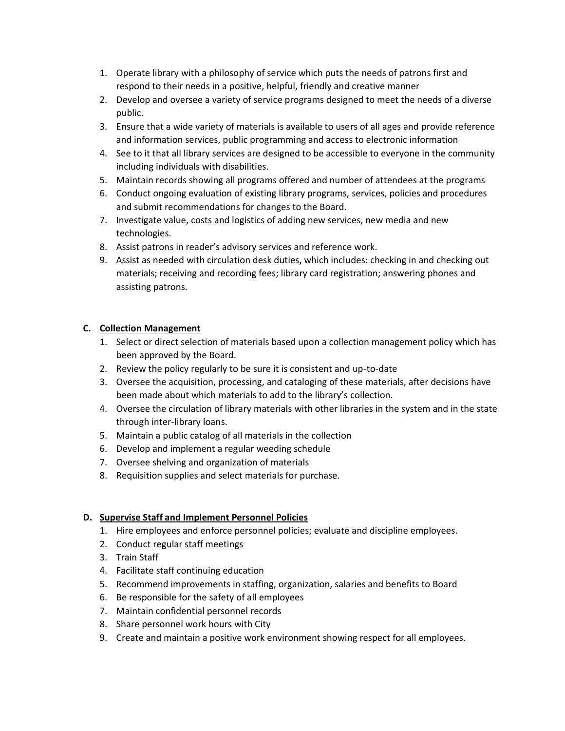1. Operate library with a philosophy of service which puts the needs of patrons first and respond to their needs in a positive, helpful, friendly and creative manner
2. Develop and oversee a variety of service programs designed to meet the needs of a diverse public.
3. Ensure that a wide variety of materials is available to users of all ages and provide reference and information services, public programming and access to electronic information
4. See to it that all library services are designed to be accessible to everyone in the community including individuals with disabilities.
5. Maintain records showing all programs offered and number of attendees at the programs
6. Conduct ongoing evaluation of existing library programs, services, policies and procedures and submit recommendations for changes to the Board.
7. Investigate value, costs and logistics of adding new services, new media and new technologies.
8. Assist patrons in reader's advisory services and reference work.
9. Assist as needed with circulation desk duties, which includes: checking in and checking out materials; receiving and recording fees; library card registration; answering phones and assisting patrons.

**C. Collection Management**

1. Select or direct selection of materials based upon a collection management policy which has been approved by the Board.
2. Review the policy regularly to be sure it is consistent and up-to-date
3. Oversee the acquisition, processing, and cataloging of these materials, after decisions have been made about which materials to add to the library's collection.
4. Oversee the circulation of library materials with other libraries in the system and in the state through inter-library loans.
5. Maintain a public catalog of all materials in the collection
6. Develop and implement a regular weeding schedule
7. Oversee shelving and organization of materials
8. Requisition supplies and select materials for purchase.

**D. Supervise Staff and Implement Personnel Policies**

1. Hire employees and enforce personnel policies; evaluate and discipline employees.
2. Conduct regular staff meetings
3. Train Staff
4. Facilitate staff continuing education
5. Recommend improvements in staffing, organization, salaries and benefits to Board
6. Be responsible for the safety of all employees
7. Maintain confidential personnel records
8. Share personnel work hours with City
9. Create and maintain a positive work environment showing respect for all employees.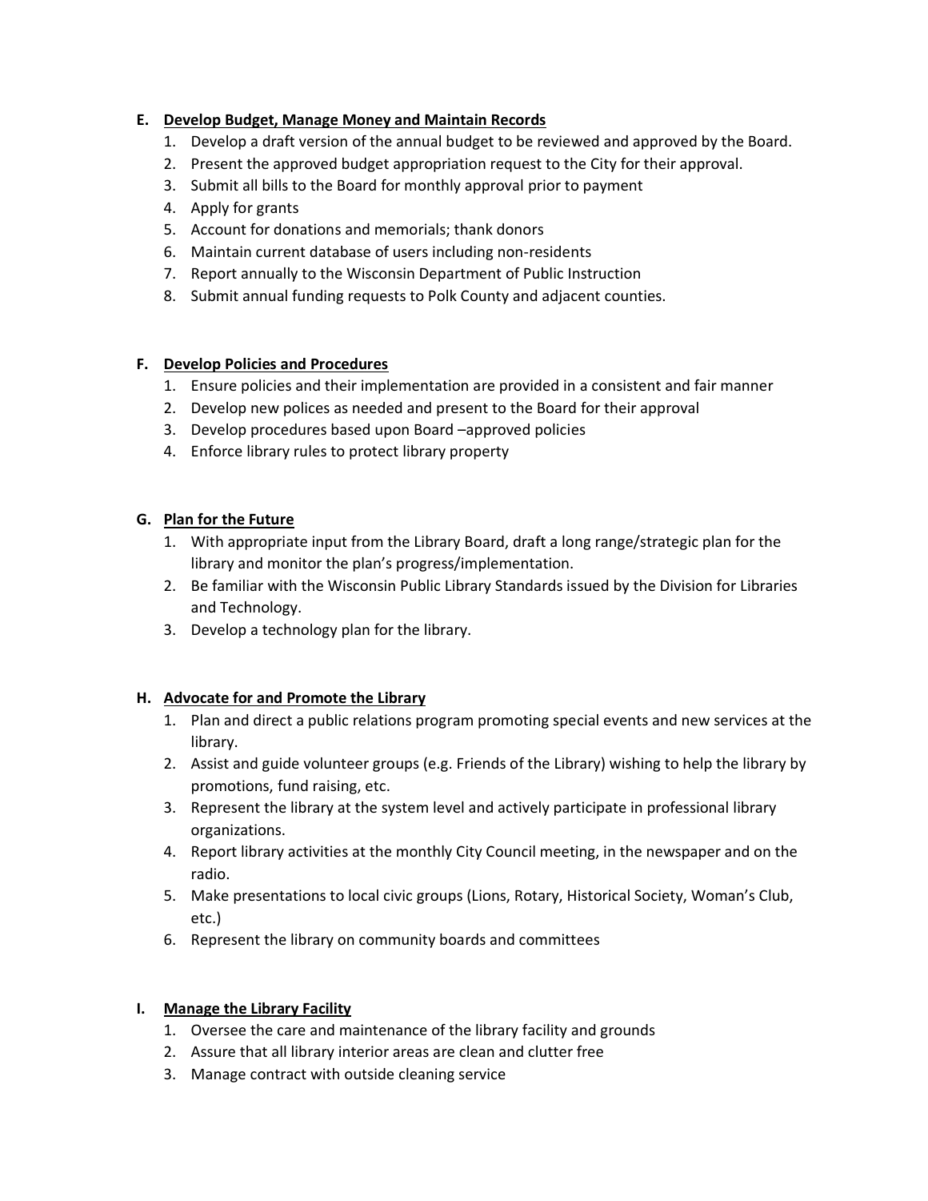**E. Develop Budget, Manage Money and Maintain Records**

1. Develop a draft version of the annual budget to be reviewed and approved by the Board.
2. Present the approved budget appropriation request to the City for their approval.
3. Submit all bills to the Board for monthly approval prior to payment
4. Apply for grants
5. Account for donations and memorials; thank donors
6. Maintain current database of users including non-residents
7. Report annually to the Wisconsin Department of Public Instruction
8. Submit annual funding requests to Polk County and adjacent counties.

**F. Develop Policies and Procedures**

1. Ensure policies and their implementation are provided in a consistent and fair manner
2. Develop new polices as needed and present to the Board for their approval
3. Develop procedures based upon Board –approved policies
4. Enforce library rules to protect library property

**G. Plan for the Future**

1. With appropriate input from the Library Board, draft a long range/strategic plan for the library and monitor the plan's progress/implementation.
2. Be familiar with the Wisconsin Public Library Standards issued by the Division for Libraries and Technology.
3. Develop a technology plan for the library.

**H. Advocate for and Promote the Library**

1. Plan and direct a public relations program promoting special events and new services at the library.
2. Assist and guide volunteer groups (e.g. Friends of the Library) wishing to help the library by promotions, fund raising, etc.
3. Represent the library at the system level and actively participate in professional library organizations.
4. Report library activities at the monthly City Council meeting, in the newspaper and on the radio.
5. Make presentations to local civic groups (Lions, Rotary, Historical Society, Woman's Club, etc.)
6. Represent the library on community boards and committees

**I. Manage the Library Facility**

1. Oversee the care and maintenance of the library facility and grounds
2. Assure that all library interior areas are clean and clutter free
3. Manage contract with outside cleaning service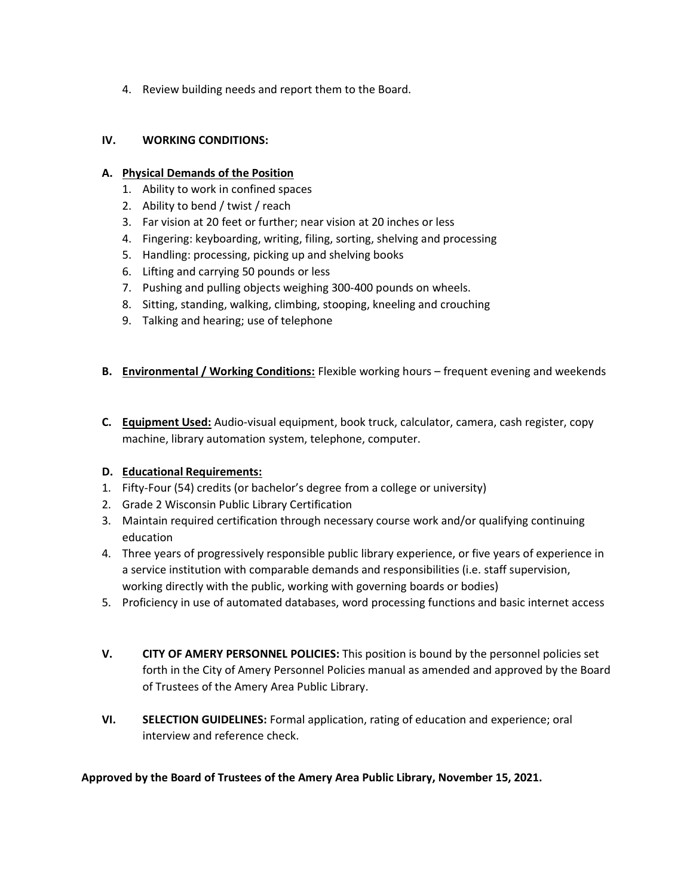4. Review building needs and report them to the Board.

## IV. WORKING CONDITIONS:

### A. Physical Demands of the Position

1. Ability to work in confined spaces
2. Ability to bend / twist / reach
3. Far vision at 20 feet or further; near vision at 20 inches or less
4. Fingering: keyboarding, writing, filing, sorting, shelving and processing
5. Handling: processing, picking up and shelving books
6. Lifting and carrying 50 pounds or less
7. Pushing and pulling objects weighing 300-400 pounds on wheels.
8. Sitting, standing, walking, climbing, stooping, kneeling and crouching
9. Talking and hearing; use of telephone

**B. Environmental / Working Conditions:** Flexible working hours – frequent evening and weekends

**C. Equipment Used:** Audio-visual equipment, book truck, calculator, camera, cash register, copy machine, library automation system, telephone, computer.

### D. Educational Requirements:

1. Fifty-Four (54) credits (or bachelor's degree from a college or university)
2. Grade 2 Wisconsin Public Library Certification
3. Maintain required certification through necessary course work and/or qualifying continuing education
4. Three years of progressively responsible public library experience, or five years of experience in a service institution with comparable demands and responsibilities (i.e. staff supervision, working directly with the public, working with governing boards or bodies)
5. Proficiency in use of automated databases, word processing functions and basic internet access

**V. CITY OF AMERY PERSONNEL POLICIES:** This position is bound by the personnel policies set forth in the City of Amery Personnel Policies manual as amended and approved by the Board of Trustees of the Amery Area Public Library.

**VI. SELECTION GUIDELINES:** Formal application, rating of education and experience; oral interview and reference check.

**Approved by the Board of Trustees of the Amery Area Public Library, November 15, 2021.**